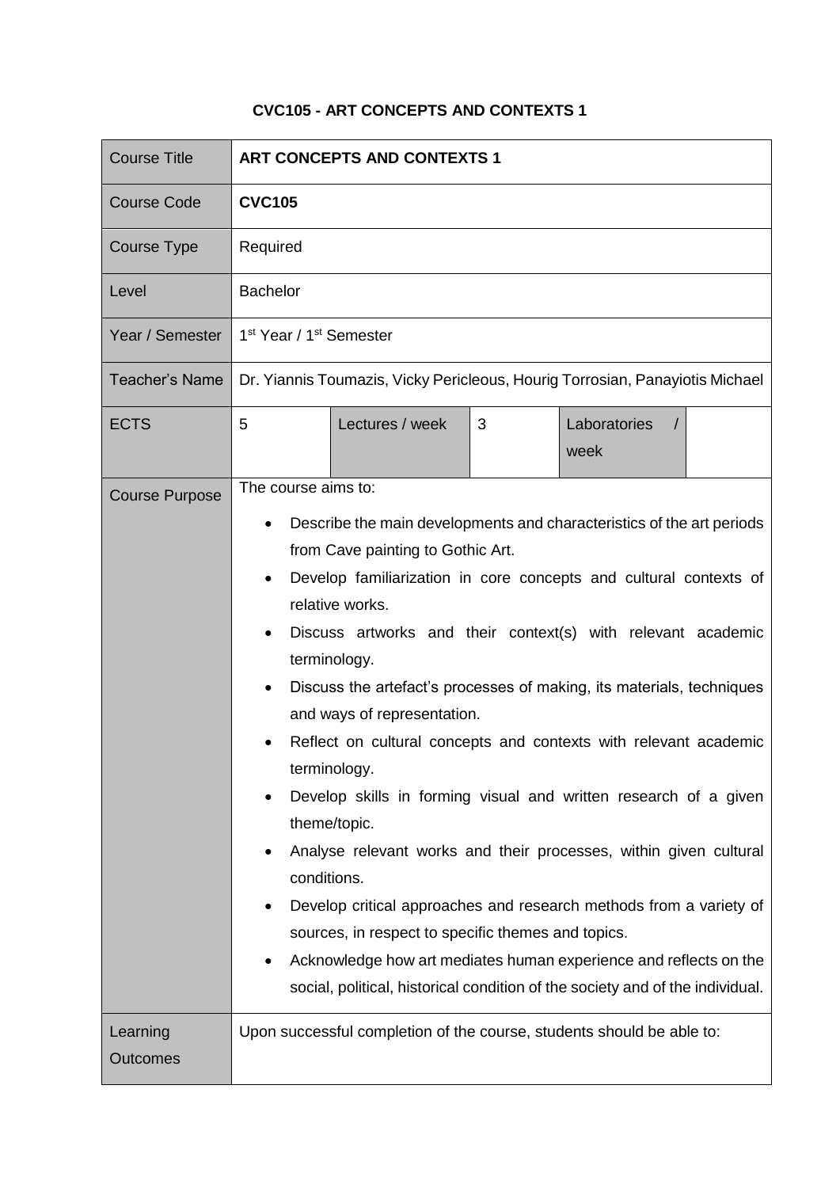**CVC105 - ART CONCEPTS AND CONTEXTS 1**

| Course Title | **ART CONCEPTS AND CONTEXTS 1** | | | | |
|---|---|---|---|---|---|
| Course Code | **CVC105** | | | | |
| Course Type | Required | | | | |
| Level | Bachelor | | | | |
| Year / Semester | 1st Year / 1st Semester | | | | |
| Teacher's Name | Dr. Yiannis Toumazis, Vicky Pericleous, Hourig Torrosian, Panayiotis Michael | | | | |
| ECTS | 5 | Lectures / week | 3 | Laboratories / week | |
| Course Purpose | The course aims to:<br>• Describe the main developments and characteristics of the art periods from Cave painting to Gothic Art.<br>• Develop familiarization in core concepts and cultural contexts of relative works.<br>• Discuss artworks and their context(s) with relevant academic terminology.<br>• Discuss the artefact's processes of making, its materials, techniques and ways of representation.<br>• Reflect on cultural concepts and contexts with relevant academic terminology.<br>• Develop skills in forming visual and written research of a given theme/topic.<br>• Analyse relevant works and their processes, within given cultural conditions.<br>• Develop critical approaches and research methods from a variety of sources, in respect to specific themes and topics.<br>• Acknowledge how art mediates human experience and reflects on the social, political, historical condition of the society and of the individual. | | | | |
| Learning Outcomes | Upon successful completion of the course, students should be able to: | | | | |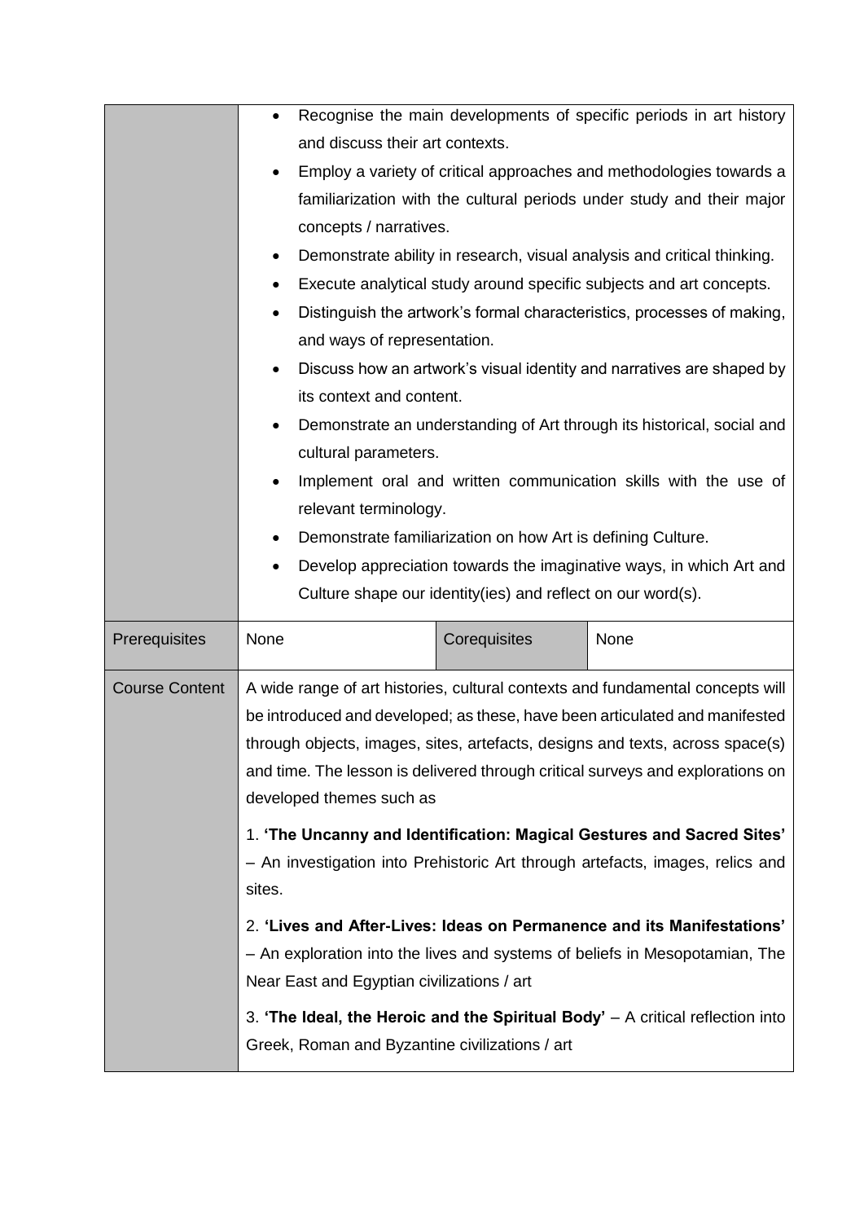| | | | |
|---|---|---|---|
| | • Recognise the main developments of specific periods in art history and discuss their art contexts.<br>• Employ a variety of critical approaches and methodologies towards a familiarization with the cultural periods under study and their major concepts / narratives.<br>• Demonstrate ability in research, visual analysis and critical thinking.<br>• Execute analytical study around specific subjects and art concepts.<br>• Distinguish the artwork's formal characteristics, processes of making, and ways of representation.<br>• Discuss how an artwork's visual identity and narratives are shaped by its context and content.<br>• Demonstrate an understanding of Art through its historical, social and cultural parameters.<br>• Implement oral and written communication skills with the use of relevant terminology.<br>• Demonstrate familiarization on how Art is defining Culture.<br>• Develop appreciation towards the imaginative ways, in which Art and Culture shape our identity(ies) and reflect on our word(s). | | |
| Prerequisites | None | Corequisites | None |
| Course Content | A wide range of art histories, cultural contexts and fundamental concepts will be introduced and developed; as these, have been articulated and manifested through objects, images, sites, artefacts, designs and texts, across space(s) and time. The lesson is delivered through critical surveys and explorations on developed themes such as<br><br>1. **'The Uncanny and Identification: Magical Gestures and Sacred Sites'** – An investigation into Prehistoric Art through artefacts, images, relics and sites.<br><br>2. **'Lives and After-Lives: Ideas on Permanence and its Manifestations'** – An exploration into the lives and systems of beliefs in Mesopotamian, The Near East and Egyptian civilizations / art<br><br>3. **'The Ideal, the Heroic and the Spiritual Body'** – A critical reflection into Greek, Roman and Byzantine civilizations / art | | |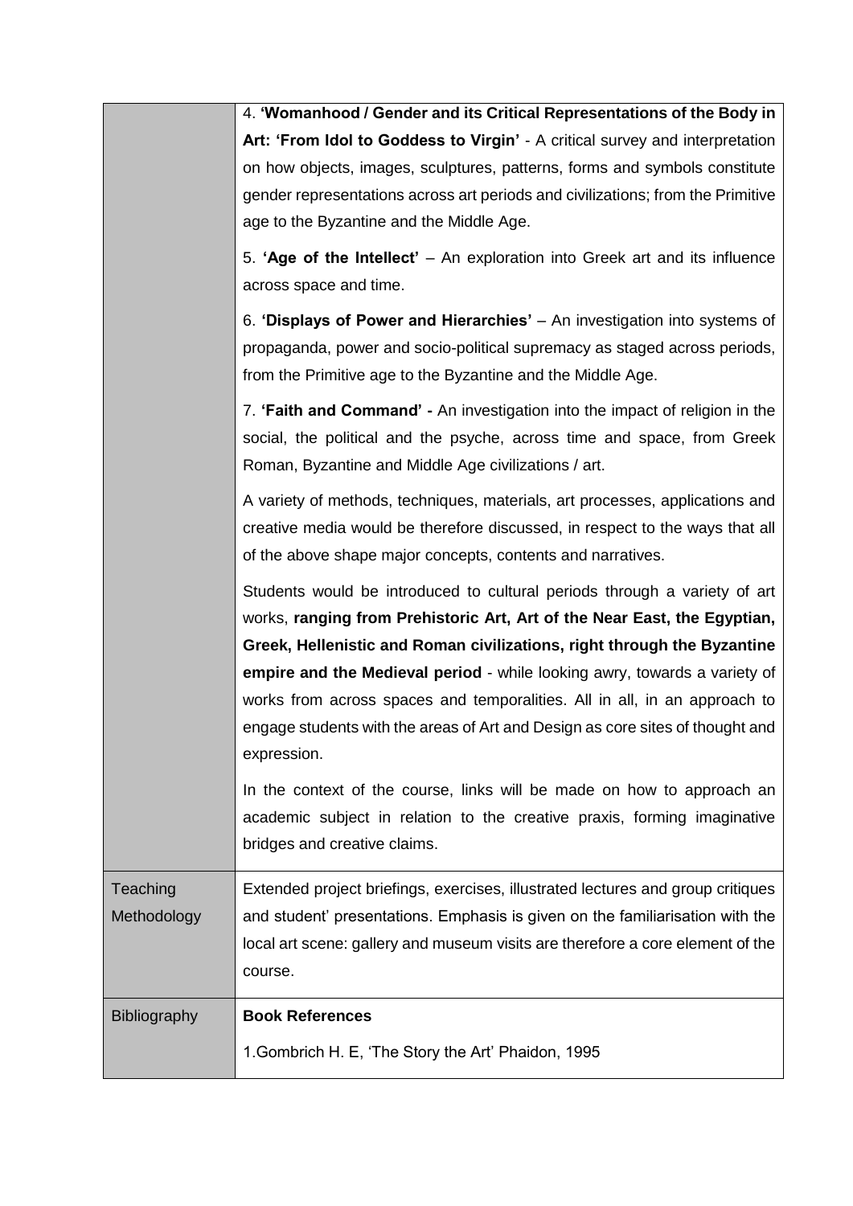| | |
|---|---|
| | 4. **'Womanhood / Gender and its Critical Representations of the Body in Art: 'From Idol to Goddess to Virgin'** - A critical survey and interpretation on how objects, images, sculptures, patterns, forms and symbols constitute gender representations across art periods and civilizations; from the Primitive age to the Byzantine and the Middle Age.<br><br>5. **'Age of the Intellect'** – An exploration into Greek art and its influence across space and time.<br><br>6. **'Displays of Power and Hierarchies'** – An investigation into systems of propaganda, power and socio-political supremacy as staged across periods, from the Primitive age to the Byzantine and the Middle Age.<br><br>7. **'Faith and Command' -** An investigation into the impact of religion in the social, the political and the psyche, across time and space, from Greek Roman, Byzantine and Middle Age civilizations / art.<br><br>A variety of methods, techniques, materials, art processes, applications and creative media would be therefore discussed, in respect to the ways that all of the above shape major concepts, contents and narratives.<br><br>Students would be introduced to cultural periods through a variety of art works, **ranging from Prehistoric Art, Art of the Near East, the Egyptian, Greek, Hellenistic and Roman civilizations, right through the Byzantine empire and the Medieval period** - while looking awry, towards a variety of works from across spaces and temporalities. All in all, in an approach to engage students with the areas of Art and Design as core sites of thought and expression.<br><br>In the context of the course, links will be made on how to approach an academic subject in relation to the creative praxis, forming imaginative bridges and creative claims. |
| Teaching Methodology | Extended project briefings, exercises, illustrated lectures and group critiques and student' presentations. Emphasis is given on the familiarisation with the local art scene: gallery and museum visits are therefore a core element of the course. |
| Bibliography | **Book References**<br><br>1.Gombrich H. E, 'The Story the Art' Phaidon, 1995 |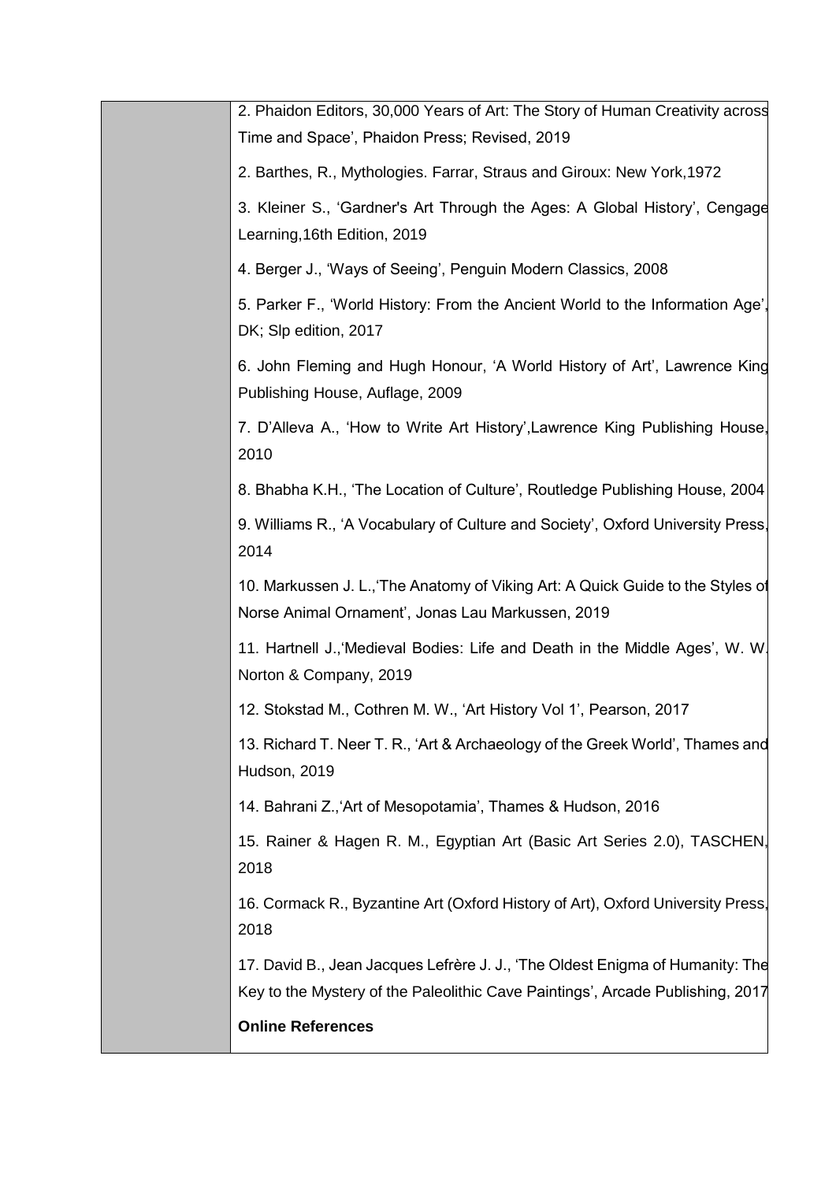|  | 2. Phaidon Editors, 30,000 Years of Art: The Story of Human Creativity across Time and Space', Phaidon Press; Revised, 2019<br><br>2. Barthes, R., Mythologies. Farrar, Straus and Giroux: New York,1972<br><br>3. Kleiner S., 'Gardner's Art Through the Ages: A Global History', Cengage Learning,16th Edition, 2019<br><br>4. Berger J., 'Ways of Seeing', Penguin Modern Classics, 2008<br><br>5. Parker F., 'World History: From the Ancient World to the Information Age', DK; Slp edition, 2017<br><br>6. John Fleming and Hugh Honour, 'A World History of Art', Lawrence King Publishing House, Auflage, 2009<br><br>7. D'Alleva A., 'How to Write Art History',Lawrence King Publishing House, 2010<br><br>8. Bhabha K.H., 'The Location of Culture', Routledge Publishing House, 2004<br><br>9. Williams R., 'A Vocabulary of Culture and Society', Oxford University Press, 2014<br><br>10. Markussen J. L.,'The Anatomy of Viking Art: A Quick Guide to the Styles of Norse Animal Ornament', Jonas Lau Markussen, 2019<br><br>11. Hartnell J.,'Medieval Bodies: Life and Death in the Middle Ages', W. W. Norton & Company, 2019<br><br>12. Stokstad M., Cothren M. W., 'Art History Vol 1', Pearson, 2017<br><br>13. Richard T. Neer T. R., 'Art & Archaeology of the Greek World', Thames and Hudson, 2019<br><br>14. Bahrani Z.,'Art of Mesopotamia', Thames & Hudson, 2016<br><br>15. Rainer & Hagen R. M., Egyptian Art (Basic Art Series 2.0), TASCHEN, 2018<br><br>16. Cormack R., Byzantine Art (Oxford History of Art), Oxford University Press, 2018<br><br>17. David B., Jean Jacques Lefrère J. J., 'The Oldest Enigma of Humanity: The Key to the Mystery of the Paleolithic Cave Paintings', Arcade Publishing, 2017<br><br>**Online References** |
| --- | --- |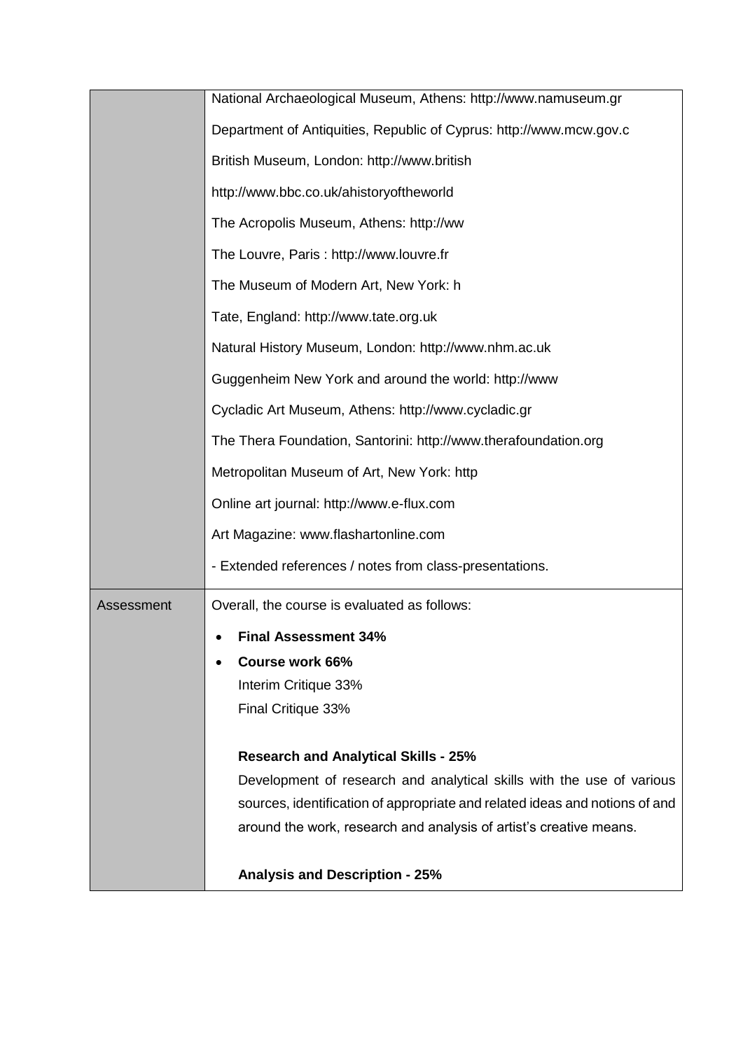| | |
|---|---|
| | National Archaeological Museum, Athens: http://www.namuseum.gr<br><br>Department of Antiquities, Republic of Cyprus: http://www.mcw.gov.c<br><br>British Museum, London: http://www.british<br><br>http://www.bbc.co.uk/ahistoryoftheworld<br><br>The Acropolis Museum, Athens: http://ww<br><br>The Louvre, Paris : http://www.louvre.fr<br><br>The Museum of Modern Art, New York: h<br><br>Tate, England: http://www.tate.org.uk<br><br>Natural History Museum, London: http://www.nhm.ac.uk<br><br>Guggenheim New York and around the world: http://www<br><br>Cycladic Art Museum, Athens: http://www.cycladic.gr<br><br>The Thera Foundation, Santorini: http://www.therafoundation.org<br><br>Metropolitan Museum of Art, New York: http<br><br>Online art journal: http://www.e-flux.com<br><br>Art Magazine: www.flashartonline.com<br><br>- Extended references / notes from class-presentations. |
| Assessment | Overall, the course is evaluated as follows:<br><br>• **Final Assessment 34%**<br>• **Course work 66%**<br>Interim Critique 33%<br>Final Critique 33%<br><br>**Research and Analytical Skills - 25%**<br>Development of research and analytical skills with the use of various sources, identification of appropriate and related ideas and notions of and around the work, research and analysis of artist's creative means.<br><br>**Analysis and Description - 25%** |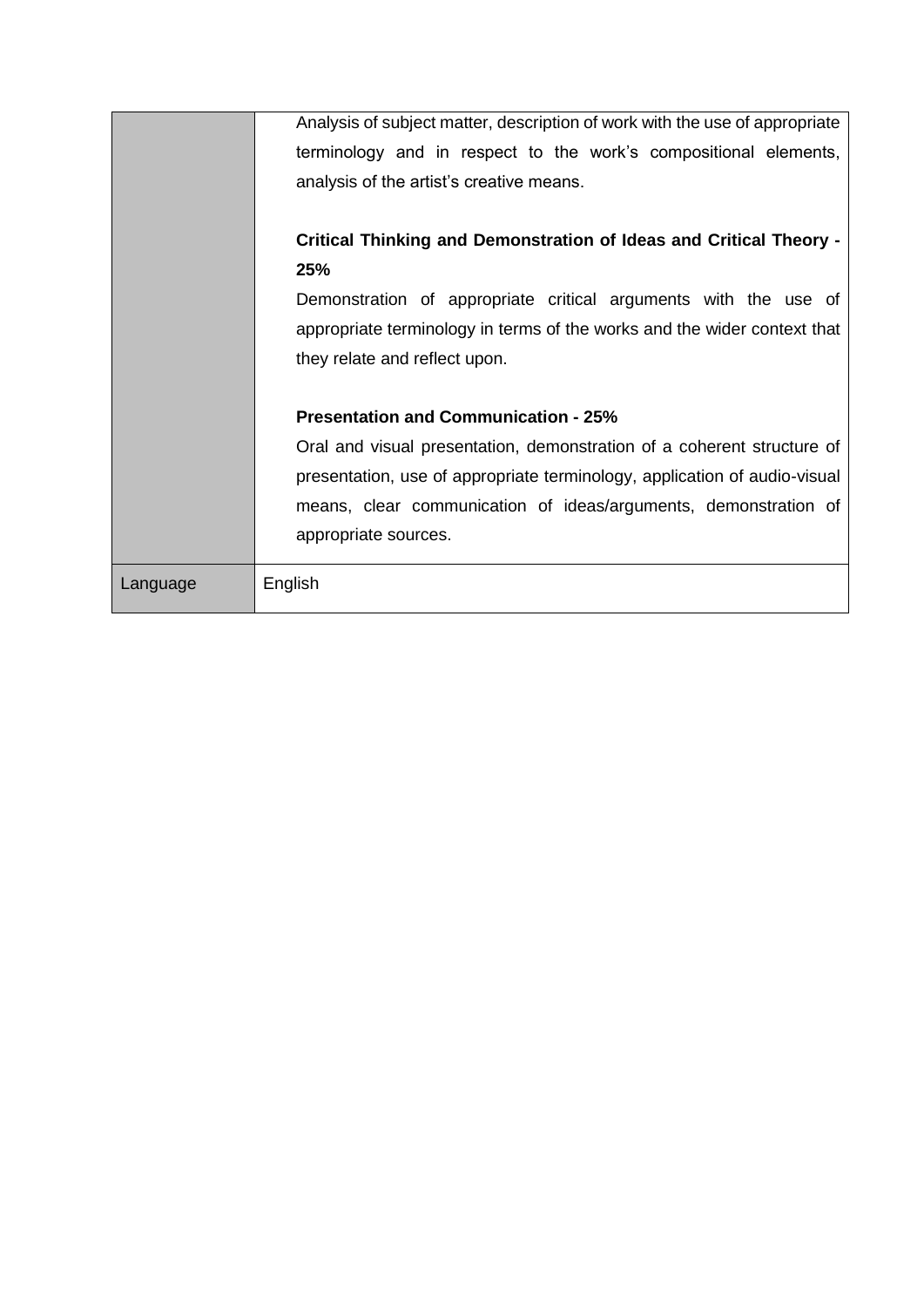| | |
|---|---|
| | Analysis of subject matter, description of work with the use of appropriate terminology and in respect to the work's compositional elements, analysis of the artist's creative means.<br><br>**Critical Thinking and Demonstration of Ideas and Critical Theory - 25%**<br>Demonstration of appropriate critical arguments with the use of appropriate terminology in terms of the works and the wider context that they relate and reflect upon.<br><br>**Presentation and Communication - 25%**<br>Oral and visual presentation, demonstration of a coherent structure of presentation, use of appropriate terminology, application of audio-visual means, clear communication of ideas/arguments, demonstration of appropriate sources. |
| Language | English |